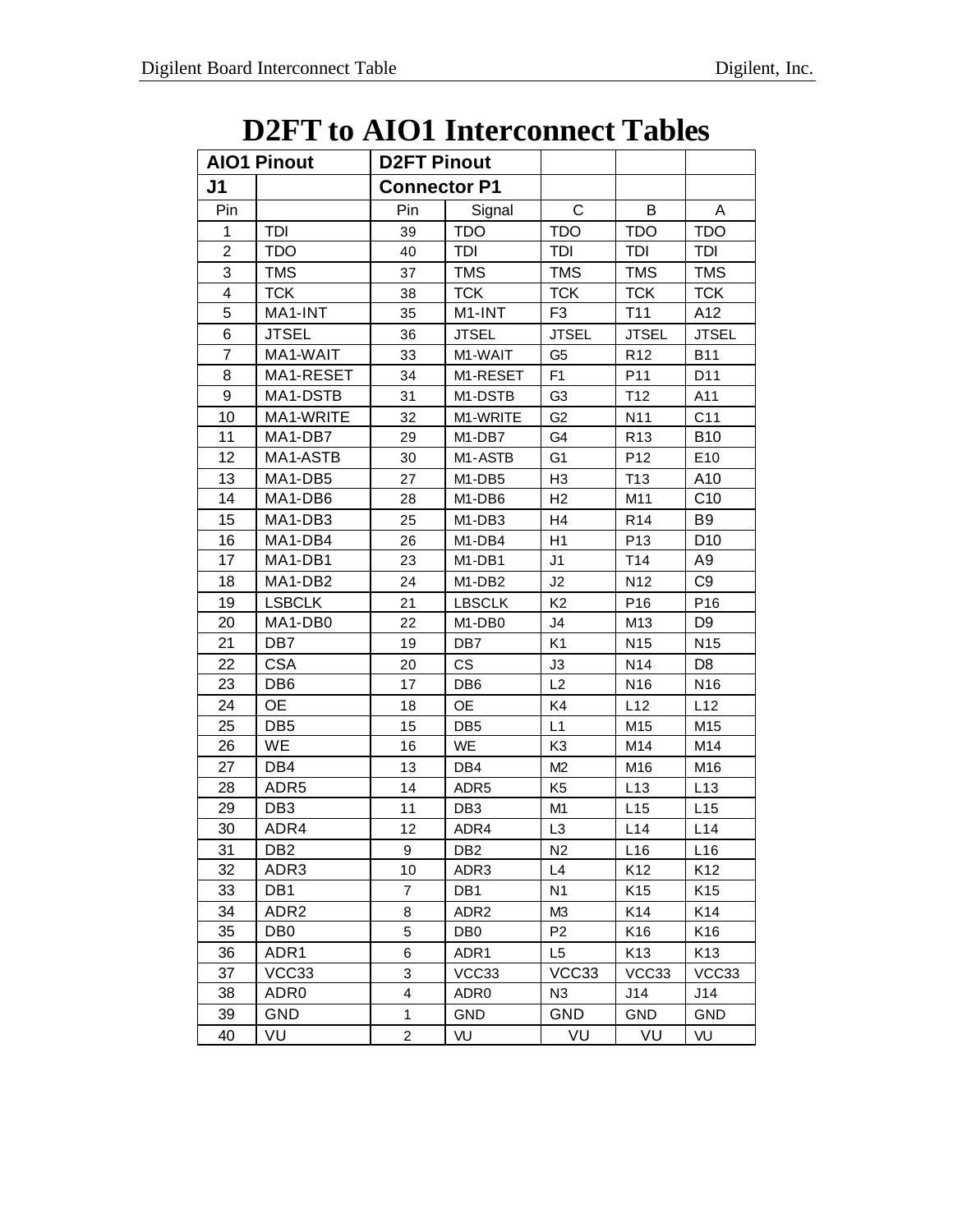# D2FT to AIO1 Interconnect Tables

| AIO1 Pinout | | D2FT Pinout | | | | |
|---|---|---|---|---|---|---|
| J1 | | Connector P1 | | | | |
| Pin | | Pin | Signal | C | B | A |
| 1 | TDI | 39 | TDO | TDO | TDO | TDO |
| 2 | TDO | 40 | TDI | TDI | TDI | TDI |
| 3 | TMS | 37 | TMS | TMS | TMS | TMS |
| 4 | TCK | 38 | TCK | TCK | TCK | TCK |
| 5 | MA1-INT | 35 | M1-INT | F3 | T11 | A12 |
| 6 | JTSEL | 36 | JTSEL | JTSEL | JTSEL | JTSEL |
| 7 | MA1-WAIT | 33 | M1-WAIT | G5 | R12 | B11 |
| 8 | MA1-RESET | 34 | M1-RESET | F1 | P11 | D11 |
| 9 | MA1-DSTB | 31 | M1-DSTB | G3 | T12 | A11 |
| 10 | MA1-WRITE | 32 | M1-WRITE | G2 | N11 | C11 |
| 11 | MA1-DB7 | 29 | M1-DB7 | G4 | R13 | B10 |
| 12 | MA1-ASTB | 30 | M1-ASTB | G1 | P12 | E10 |
| 13 | MA1-DB5 | 27 | M1-DB5 | H3 | T13 | A10 |
| 14 | MA1-DB6 | 28 | M1-DB6 | H2 | M11 | C10 |
| 15 | MA1-DB3 | 25 | M1-DB3 | H4 | R14 | B9 |
| 16 | MA1-DB4 | 26 | M1-DB4 | H1 | P13 | D10 |
| 17 | MA1-DB1 | 23 | M1-DB1 | J1 | T14 | A9 |
| 18 | MA1-DB2 | 24 | M1-DB2 | J2 | N12 | C9 |
| 19 | LSBCLK | 21 | LBSCLK | K2 | P16 | P16 |
| 20 | MA1-DB0 | 22 | M1-DB0 | J4 | M13 | D9 |
| 21 | DB7 | 19 | DB7 | K1 | N15 | N15 |
| 22 | CSA | 20 | CS | J3 | N14 | D8 |
| 23 | DB6 | 17 | DB6 | L2 | N16 | N16 |
| 24 | OE | 18 | OE | K4 | L12 | L12 |
| 25 | DB5 | 15 | DB5 | L1 | M15 | M15 |
| 26 | WE | 16 | WE | K3 | M14 | M14 |
| 27 | DB4 | 13 | DB4 | M2 | M16 | M16 |
| 28 | ADR5 | 14 | ADR5 | K5 | L13 | L13 |
| 29 | DB3 | 11 | DB3 | M1 | L15 | L15 |
| 30 | ADR4 | 12 | ADR4 | L3 | L14 | L14 |
| 31 | DB2 | 9 | DB2 | N2 | L16 | L16 |
| 32 | ADR3 | 10 | ADR3 | L4 | K12 | K12 |
| 33 | DB1 | 7 | DB1 | N1 | K15 | K15 |
| 34 | ADR2 | 8 | ADR2 | M3 | K14 | K14 |
| 35 | DB0 | 5 | DB0 | P2 | K16 | K16 |
| 36 | ADR1 | 6 | ADR1 | L5 | K13 | K13 |
| 37 | VCC33 | 3 | VCC33 | VCC33 | VCC33 | VCC33 |
| 38 | ADR0 | 4 | ADR0 | N3 | J14 | J14 |
| 39 | GND | 1 | GND | GND | GND | GND |
| 40 | VU | 2 | VU | VU | VU | VU |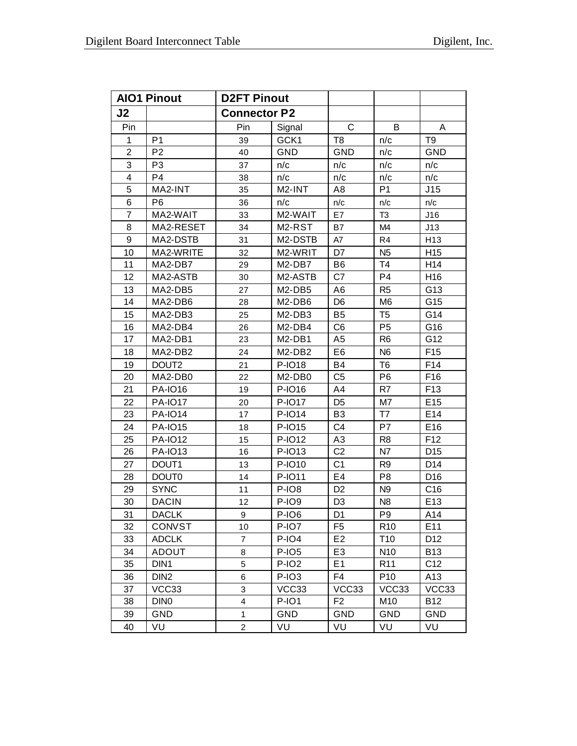| AIO1 Pinout | | D2FT Pinout | | | | |
|---|---|---|---|---|---|---|
| J2 | | Connector P2 | | | | |
| Pin | | Pin | Signal | C | B | A |
| 1 | P1 | 39 | GCK1 | T8 | n/c | T9 |
| 2 | P2 | 40 | GND | GND | n/c | GND |
| 3 | P3 | 37 | n/c | n/c | n/c | n/c |
| 4 | P4 | 38 | n/c | n/c | n/c | n/c |
| 5 | MA2-INT | 35 | M2-INT | A8 | P1 | J15 |
| 6 | P6 | 36 | n/c | n/c | n/c | n/c |
| 7 | MA2-WAIT | 33 | M2-WAIT | E7 | T3 | J16 |
| 8 | MA2-RESET | 34 | M2-RST | B7 | M4 | J13 |
| 9 | MA2-DSTB | 31 | M2-DSTB | A7 | R4 | H13 |
| 10 | MA2-WRITE | 32 | M2-WRIT | D7 | N5 | H15 |
| 11 | MA2-DB7 | 29 | M2-DB7 | B6 | T4 | H14 |
| 12 | MA2-ASTB | 30 | M2-ASTB | C7 | P4 | H16 |
| 13 | MA2-DB5 | 27 | M2-DB5 | A6 | R5 | G13 |
| 14 | MA2-DB6 | 28 | M2-DB6 | D6 | M6 | G15 |
| 15 | MA2-DB3 | 25 | M2-DB3 | B5 | T5 | G14 |
| 16 | MA2-DB4 | 26 | M2-DB4 | C6 | P5 | G16 |
| 17 | MA2-DB1 | 23 | M2-DB1 | A5 | R6 | G12 |
| 18 | MA2-DB2 | 24 | M2-DB2 | E6 | N6 | F15 |
| 19 | DOUT2 | 21 | P-IO18 | B4 | T6 | F14 |
| 20 | MA2-DB0 | 22 | M2-DB0 | C5 | P6 | F16 |
| 21 | PA-IO16 | 19 | P-IO16 | A4 | R7 | F13 |
| 22 | PA-IO17 | 20 | P-IO17 | D5 | M7 | E15 |
| 23 | PA-IO14 | 17 | P-IO14 | B3 | T7 | E14 |
| 24 | PA-IO15 | 18 | P-IO15 | C4 | P7 | E16 |
| 25 | PA-IO12 | 15 | P-IO12 | A3 | R8 | F12 |
| 26 | PA-IO13 | 16 | P-IO13 | C2 | N7 | D15 |
| 27 | DOUT1 | 13 | P-IO10 | C1 | R9 | D14 |
| 28 | DOUT0 | 14 | P-IO11 | E4 | P8 | D16 |
| 29 | SYNC | 11 | P-IO8 | D2 | N9 | C16 |
| 30 | DACIN | 12 | P-IO9 | D3 | N8 | E13 |
| 31 | DACLK | 9 | P-IO6 | D1 | P9 | A14 |
| 32 | CONVST | 10 | P-IO7 | F5 | R10 | E11 |
| 33 | ADCLK | 7 | P-IO4 | E2 | T10 | D12 |
| 34 | ADOUT | 8 | P-IO5 | E3 | N10 | B13 |
| 35 | DIN1 | 5 | P-IO2 | E1 | R11 | C12 |
| 36 | DIN2 | 6 | P-IO3 | F4 | P10 | A13 |
| 37 | VCC33 | 3 | VCC33 | VCC33 | VCC33 | VCC33 |
| 38 | DIN0 | 4 | P-IO1 | F2 | M10 | B12 |
| 39 | GND | 1 | GND | GND | GND | GND |
| 40 | VU | 2 | VU | VU | VU | VU |